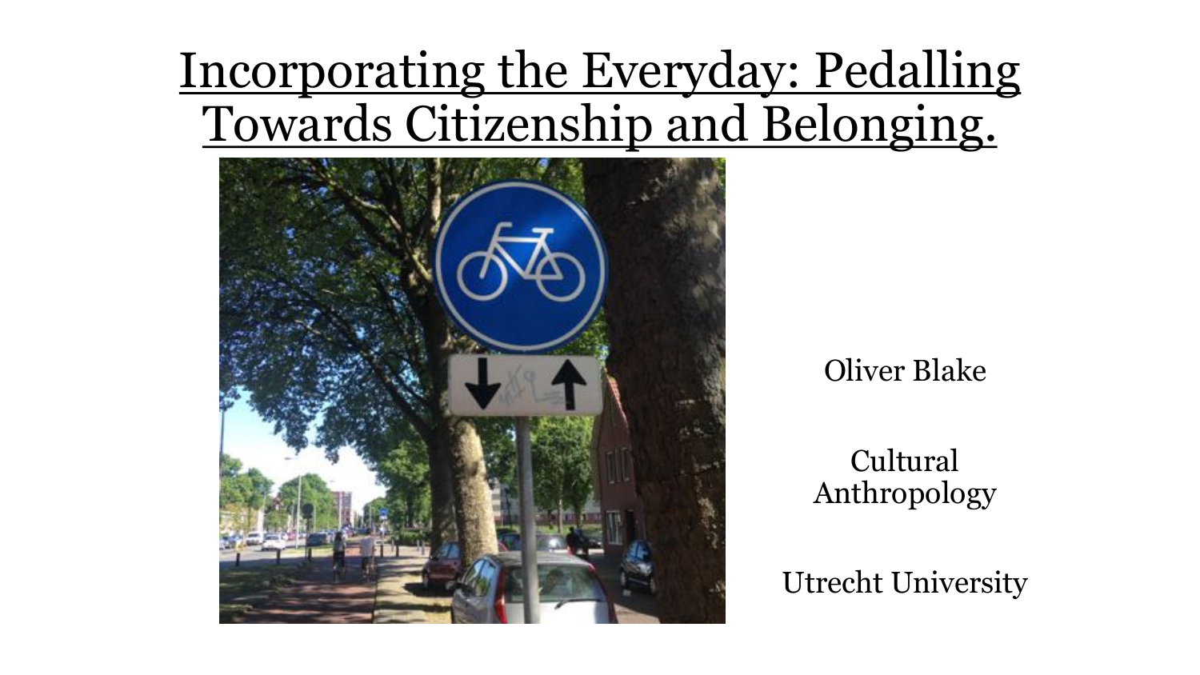# Incorporating the Everyday: Pedalling Towards Citizenship and Belonging.

Oliver Blake

Cultural Anthropology

Utrecht University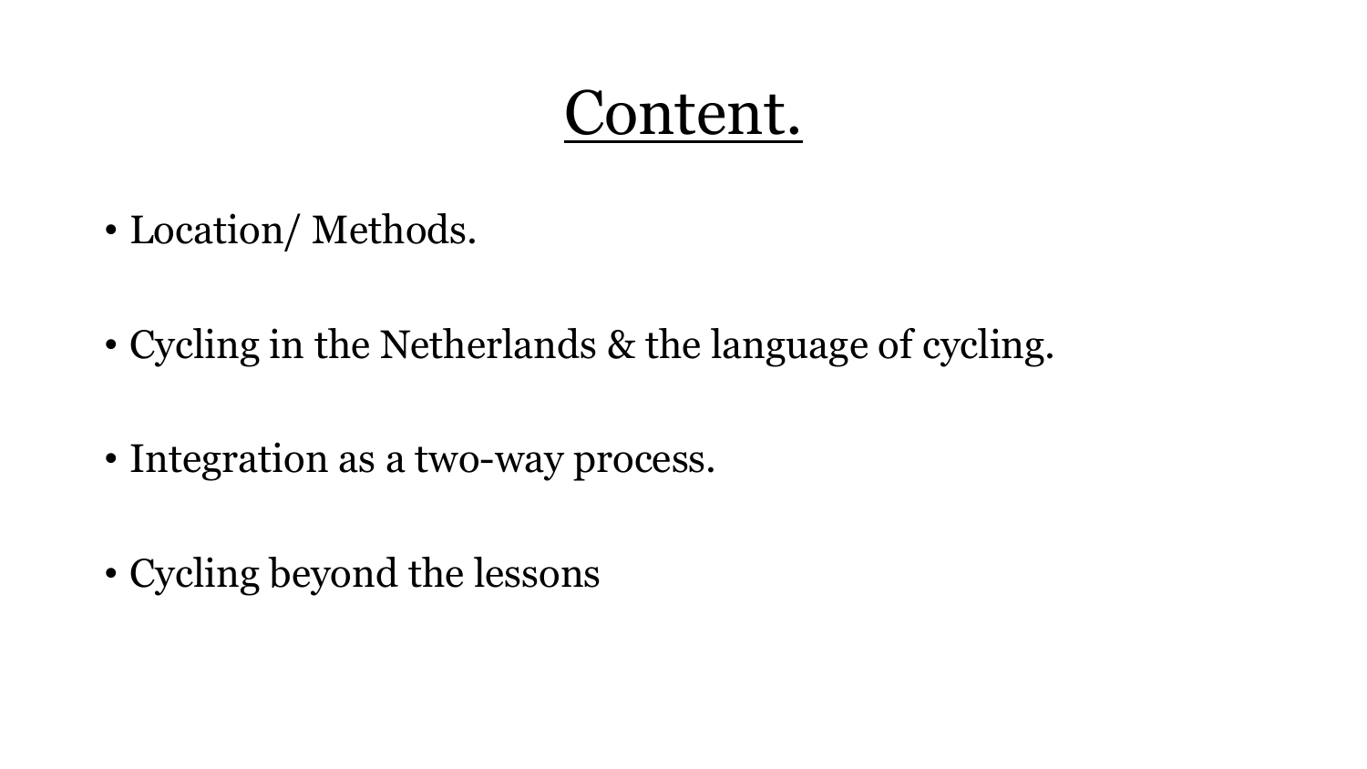# Content.

- Location/ Methods.
- Cycling in the Netherlands & the language of cycling.
- Integration as a two-way process.
- Cycling beyond the lessons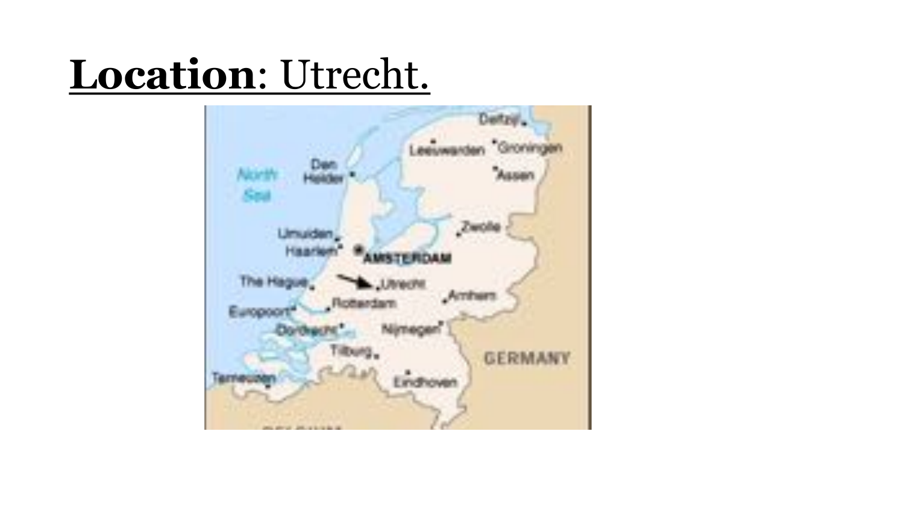**Location**: Utrecht.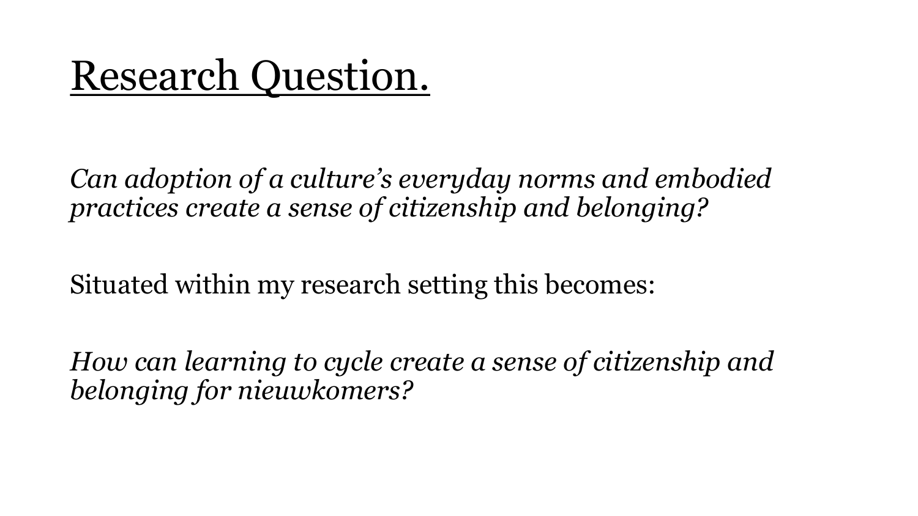# Research Question.

*Can adoption of a culture's everyday norms and embodied practices create a sense of citizenship and belonging?*

Situated within my research setting this becomes:

*How can learning to cycle create a sense of citizenship and belonging for nieuwkomers?*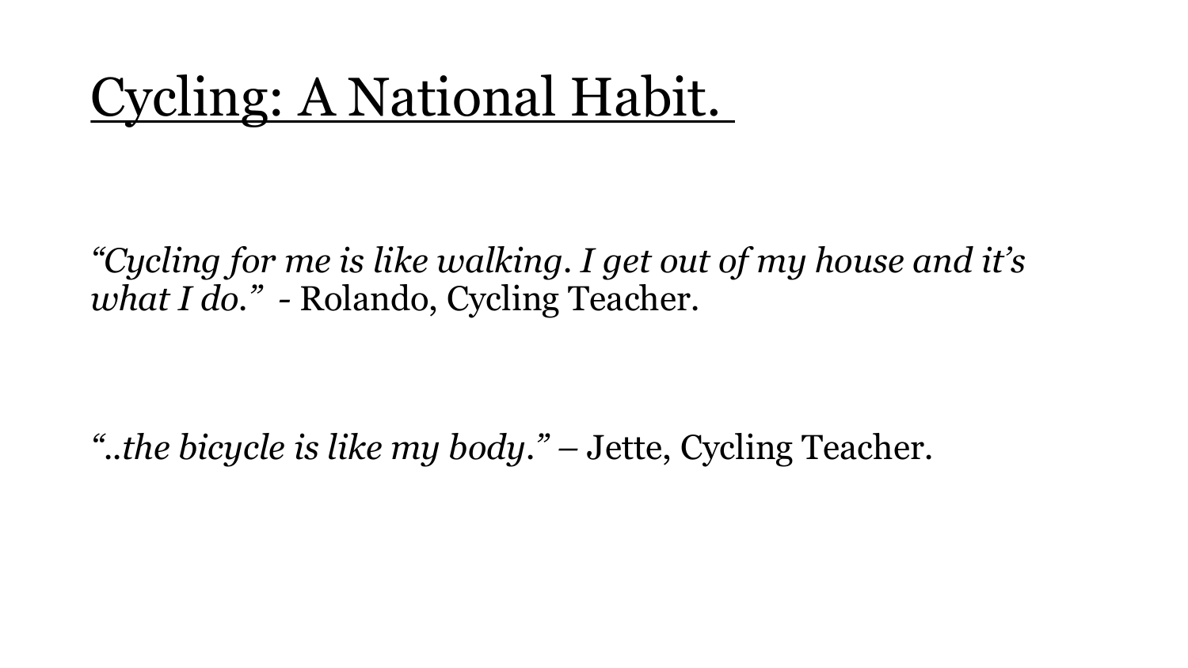# Cycling: A National Habit.

*"Cycling for me is like walking. I get out of my house and it's what I do."* - Rolando, Cycling Teacher.

*"..the bicycle is like my body."* – Jette, Cycling Teacher.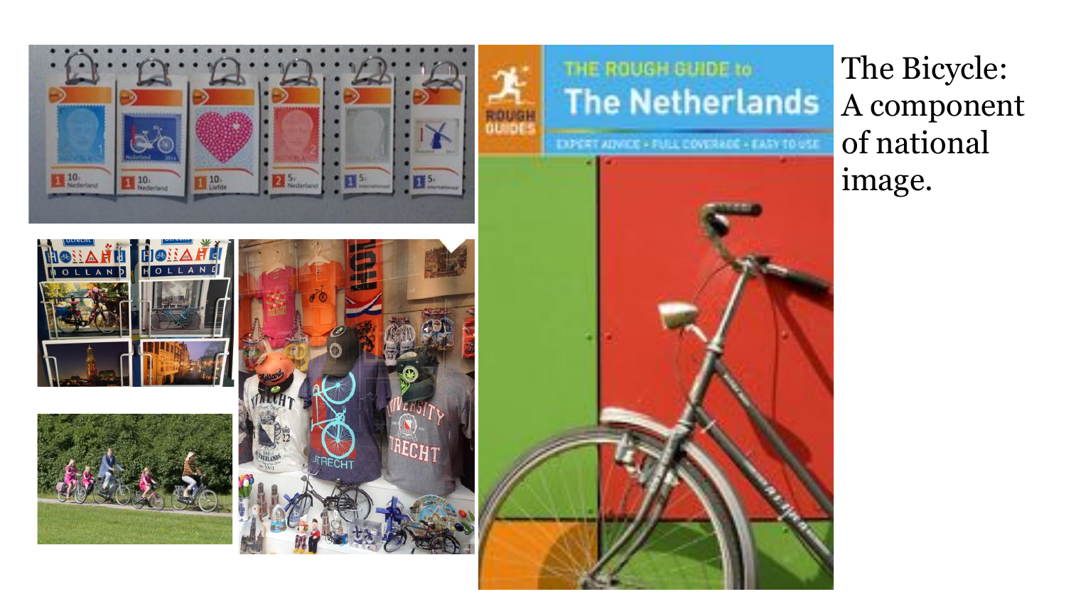The Bicycle: A component of national image.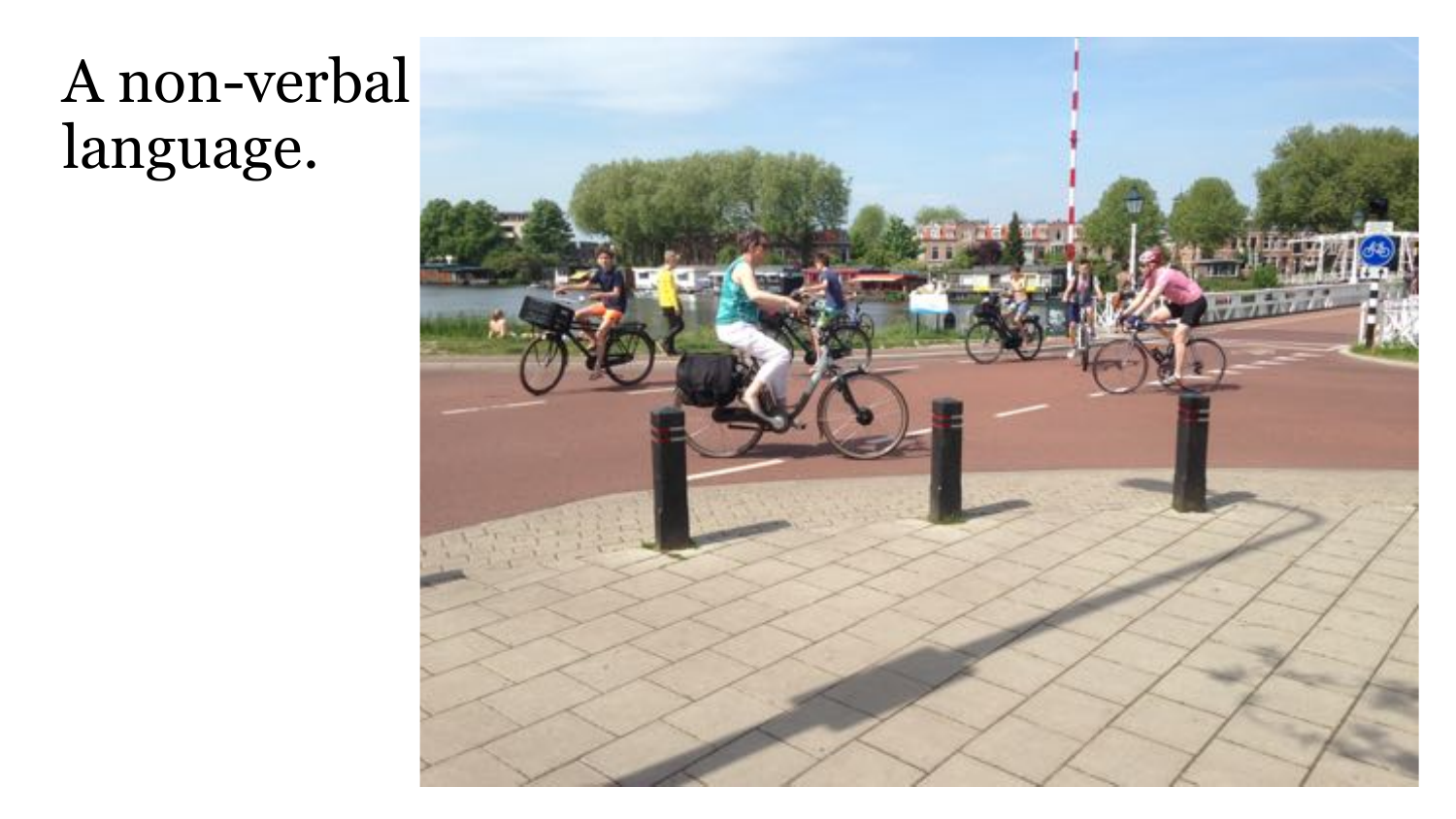A non-verbal language.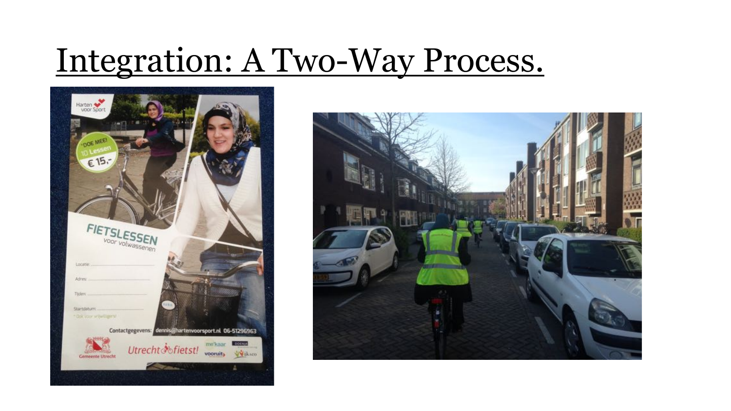# Integration: A Two-Way Process.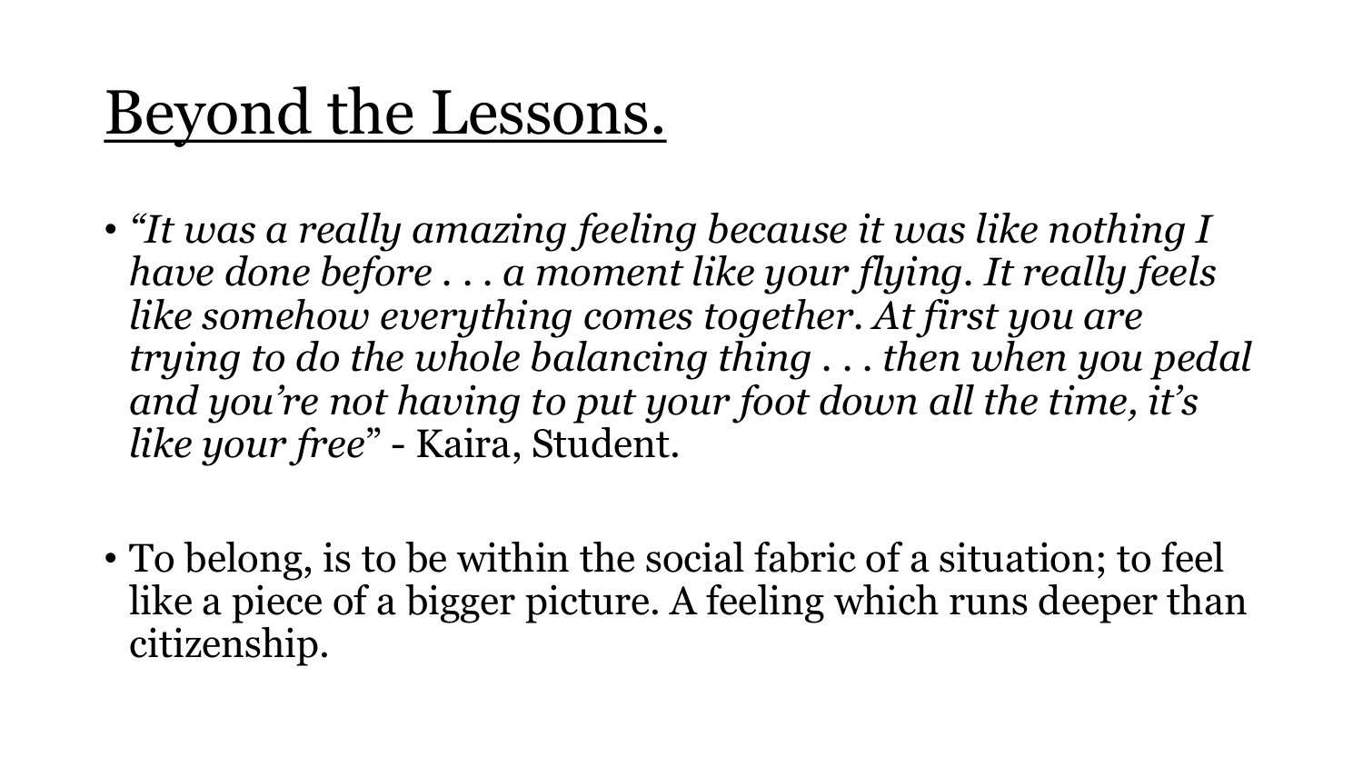# Beyond the Lessons.

- *"It was a really amazing feeling because it was like nothing I have done before . . . a moment like your flying. It really feels like somehow everything comes together. At first you are trying to do the whole balancing thing . . . then when you pedal and you're not having to put your foot down all the time, it's like your free*" - Kaira, Student.

- To belong, is to be within the social fabric of a situation; to feel like a piece of a bigger picture. A feeling which runs deeper than citizenship.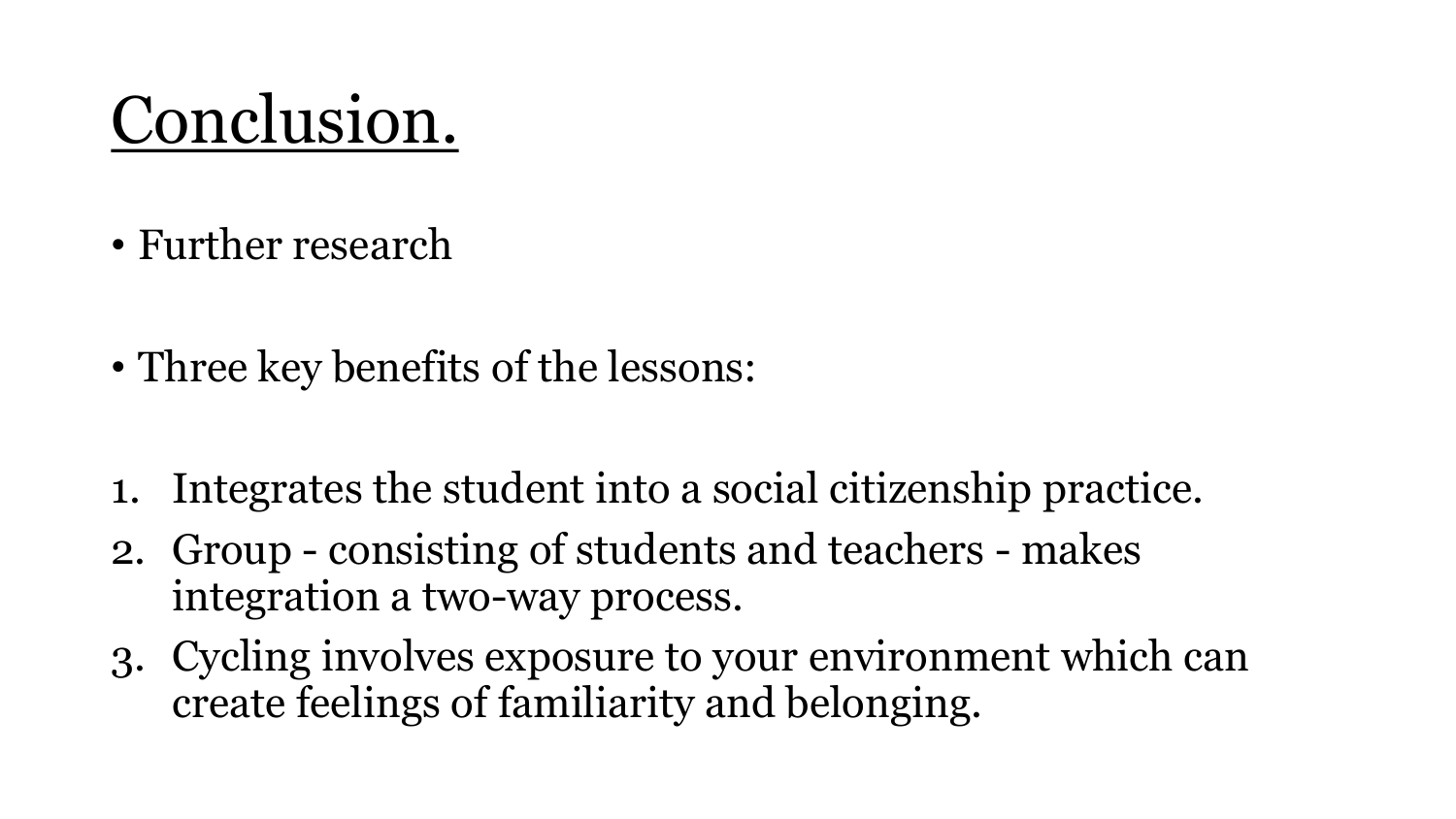# Conclusion.

- Further research

- Three key benefits of the lessons:

1. Integrates the student into a social citizenship practice.
2. Group - consisting of students and teachers - makes integration a two-way process.
3. Cycling involves exposure to your environment which can create feelings of familiarity and belonging.